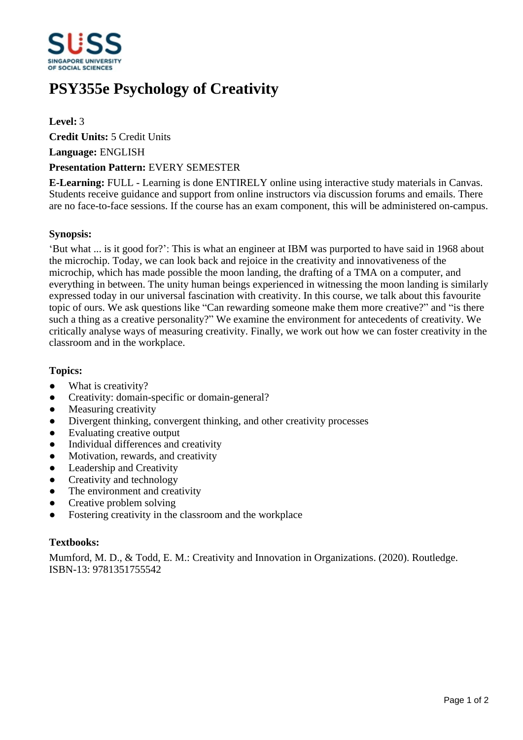# PSY355e Psychology of Creativity

**Level:** 3

**Credit Units:** 5 Credit Units

**Language:** ENGLISH

**Presentation Pattern:** EVERY SEMESTER

**E-Learning:** FULL - Learning is done ENTIRELY online using interactive study materials in Canvas. Students receive guidance and support from online instructors via discussion forums and emails. There are no face-to-face sessions. If the course has an exam component, this will be administered on-campus.

**Synopsis:**

'But what ... is it good for?': This is what an engineer at IBM was purported to have said in 1968 about the microchip. Today, we can look back and rejoice in the creativity and innovativeness of the microchip, which has made possible the moon landing, the drafting of a TMA on a computer, and everything in between. The unity human beings experienced in witnessing the moon landing is similarly expressed today in our universal fascination with creativity. In this course, we talk about this favourite topic of ours. We ask questions like "Can rewarding someone make them more creative?" and "is there such a thing as a creative personality?" We examine the environment for antecedents of creativity. We critically analyse ways of measuring creativity. Finally, we work out how we can foster creativity in the classroom and in the workplace.

**Topics:**

- What is creativity?
- Creativity: domain-specific or domain-general?
- Measuring creativity
- Divergent thinking, convergent thinking, and other creativity processes
- Evaluating creative output
- Individual differences and creativity
- Motivation, rewards, and creativity
- Leadership and Creativity
- Creativity and technology
- The environment and creativity
- Creative problem solving
- Fostering creativity in the classroom and the workplace

**Textbooks:**

Mumford, M. D., & Todd, E. M.: Creativity and Innovation in Organizations. (2020). Routledge. ISBN-13: 9781351755542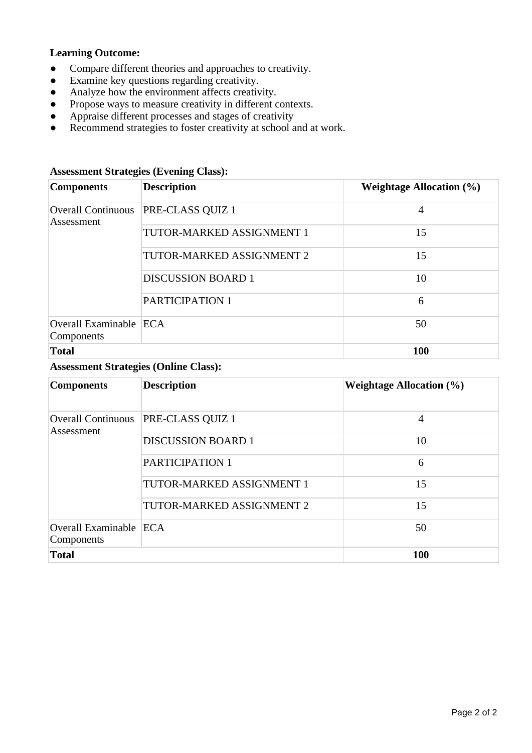**Learning Outcome:**

- Compare different theories and approaches to creativity.
- Examine key questions regarding creativity.
- Analyze how the environment affects creativity.
- Propose ways to measure creativity in different contexts.
- Appraise different processes and stages of creativity
- Recommend strategies to foster creativity at school and at work.

**Assessment Strategies (Evening Class):**

| Components | Description | Weightage Allocation (%) |
|---|---|---|
| Overall Continuous Assessment | PRE-CLASS QUIZ 1 | 4 |
| | TUTOR-MARKED ASSIGNMENT 1 | 15 |
| | TUTOR-MARKED ASSIGNMENT 2 | 15 |
| | DISCUSSION BOARD 1 | 10 |
| | PARTICIPATION 1 | 6 |
| Overall Examinable Components | ECA | 50 |
| **Total** | | **100** |

**Assessment Strategies (Online Class):**

| Components | Description | Weightage Allocation (%) |
|---|---|---|
| Overall Continuous Assessment | PRE-CLASS QUIZ 1 | 4 |
| | DISCUSSION BOARD 1 | 10 |
| | PARTICIPATION 1 | 6 |
| | TUTOR-MARKED ASSIGNMENT 1 | 15 |
| | TUTOR-MARKED ASSIGNMENT 2 | 15 |
| Overall Examinable Components | ECA | 50 |
| **Total** | | **100** |